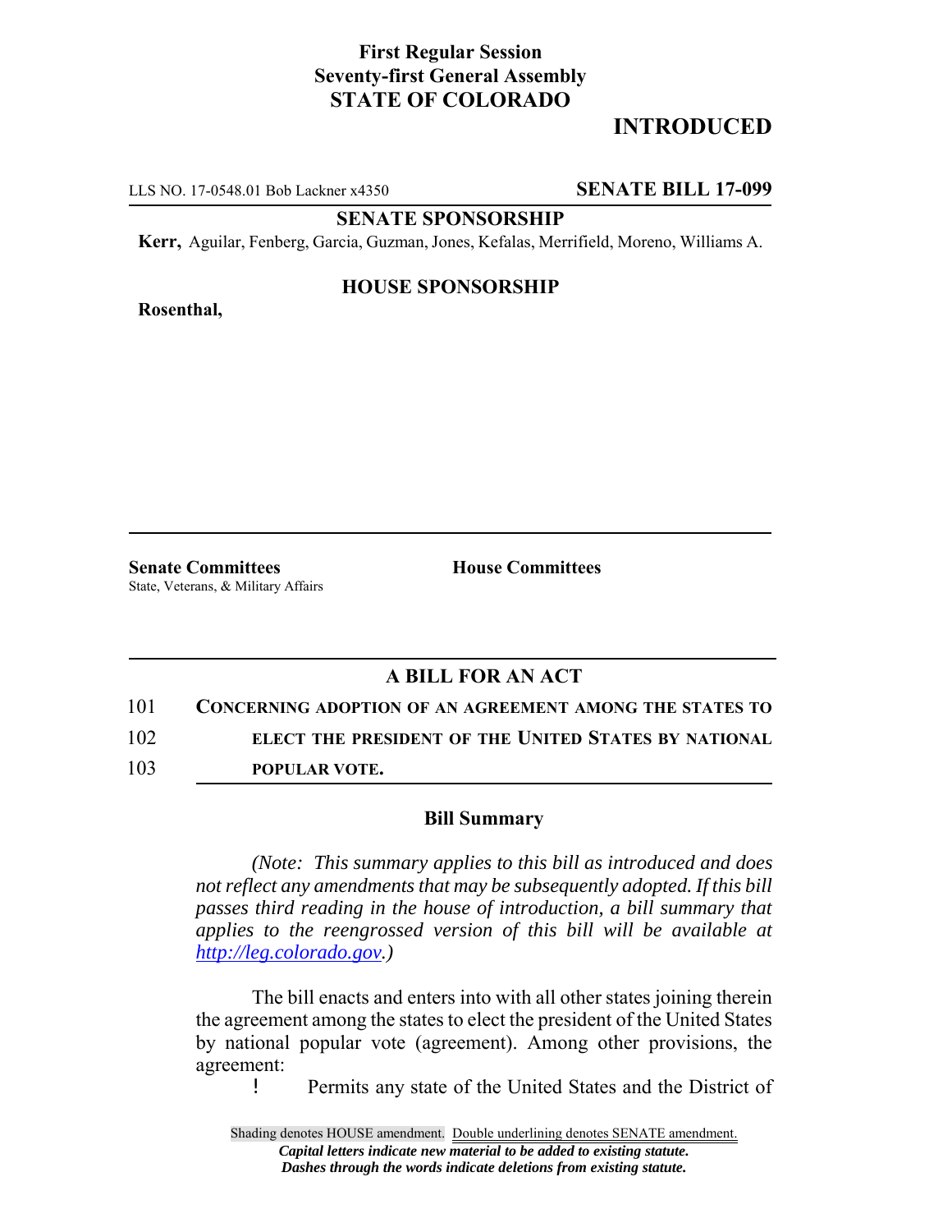**First Regular Session**
**Seventy-first General Assembly**
**STATE OF COLORADO**

**INTRODUCED**

LLS NO. 17-0548.01 Bob Lackner x4350 **SENATE BILL 17-099**

**SENATE SPONSORSHIP**

**Kerr,** Aguilar, Fenberg, Garcia, Guzman, Jones, Kefalas, Merrifield, Moreno, Williams A.

**HOUSE SPONSORSHIP**

**Rosenthal,**

**Senate Committees**
State, Veterans, & Military Affairs

**House Committees**

## A BILL FOR AN ACT

101 **CONCERNING ADOPTION OF AN AGREEMENT AMONG THE STATES TO**
102 **ELECT THE PRESIDENT OF THE UNITED STATES BY NATIONAL**
103 **POPULAR VOTE.**

### Bill Summary

*(Note: This summary applies to this bill as introduced and does not reflect any amendments that may be subsequently adopted. If this bill passes third reading in the house of introduction, a bill summary that applies to the reengrossed version of this bill will be available at http://leg.colorado.gov.)*

The bill enacts and enters into with all other states joining therein the agreement among the states to elect the president of the United States by national popular vote (agreement). Among other provisions, the agreement:

- Permits any state of the United States and the District of

Shading denotes HOUSE amendment. Double underlining denotes SENATE amendment.
*Capital letters indicate new material to be added to existing statute.*
*Dashes through the words indicate deletions from existing statute.*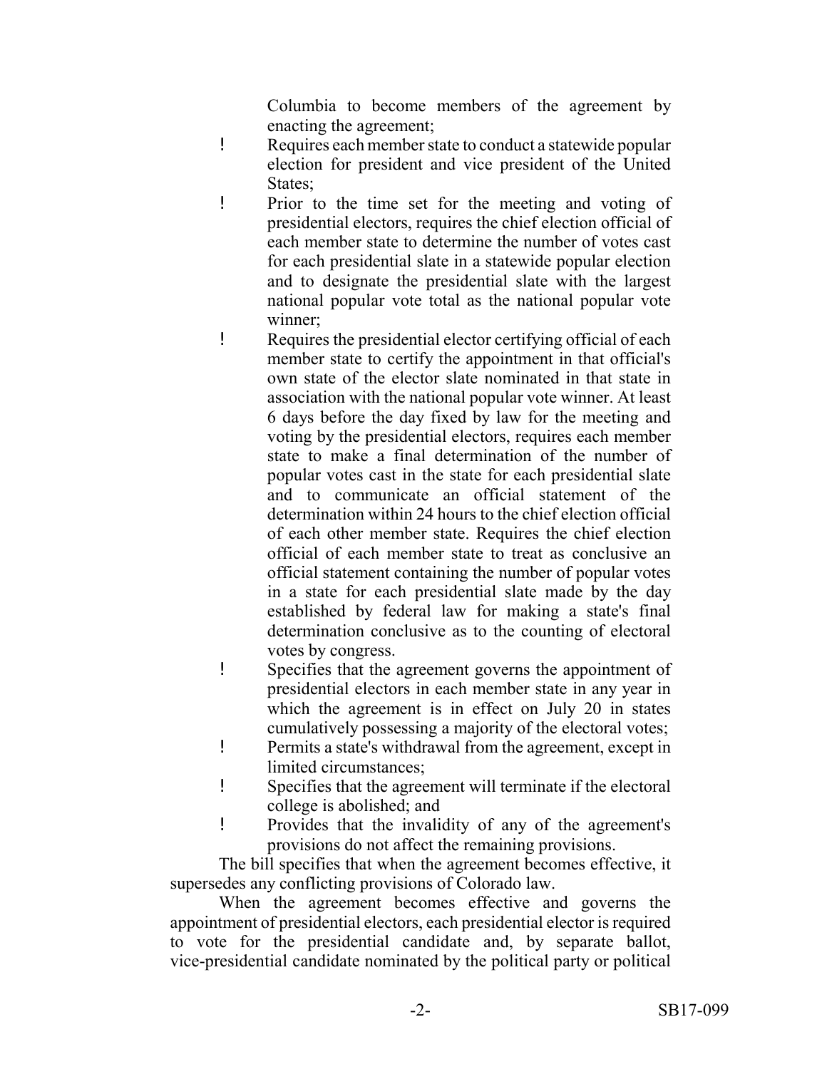Columbia to become members of the agreement by enacting the agreement;

- Requires each member state to conduct a statewide popular election for president and vice president of the United States;
- Prior to the time set for the meeting and voting of presidential electors, requires the chief election official of each member state to determine the number of votes cast for each presidential slate in a statewide popular election and to designate the presidential slate with the largest national popular vote total as the national popular vote winner;
- Requires the presidential elector certifying official of each member state to certify the appointment in that official's own state of the elector slate nominated in that state in association with the national popular vote winner. At least 6 days before the day fixed by law for the meeting and voting by the presidential electors, requires each member state to make a final determination of the number of popular votes cast in the state for each presidential slate and to communicate an official statement of the determination within 24 hours to the chief election official of each other member state. Requires the chief election official of each member state to treat as conclusive an official statement containing the number of popular votes in a state for each presidential slate made by the day established by federal law for making a state's final determination conclusive as to the counting of electoral votes by congress.
- Specifies that the agreement governs the appointment of presidential electors in each member state in any year in which the agreement is in effect on July 20 in states cumulatively possessing a majority of the electoral votes;
- Permits a state's withdrawal from the agreement, except in limited circumstances;
- Specifies that the agreement will terminate if the electoral college is abolished; and
- Provides that the invalidity of any of the agreement's provisions do not affect the remaining provisions.

The bill specifies that when the agreement becomes effective, it supersedes any conflicting provisions of Colorado law.

When the agreement becomes effective and governs the appointment of presidential electors, each presidential elector is required to vote for the presidential candidate and, by separate ballot, vice-presidential candidate nominated by the political party or political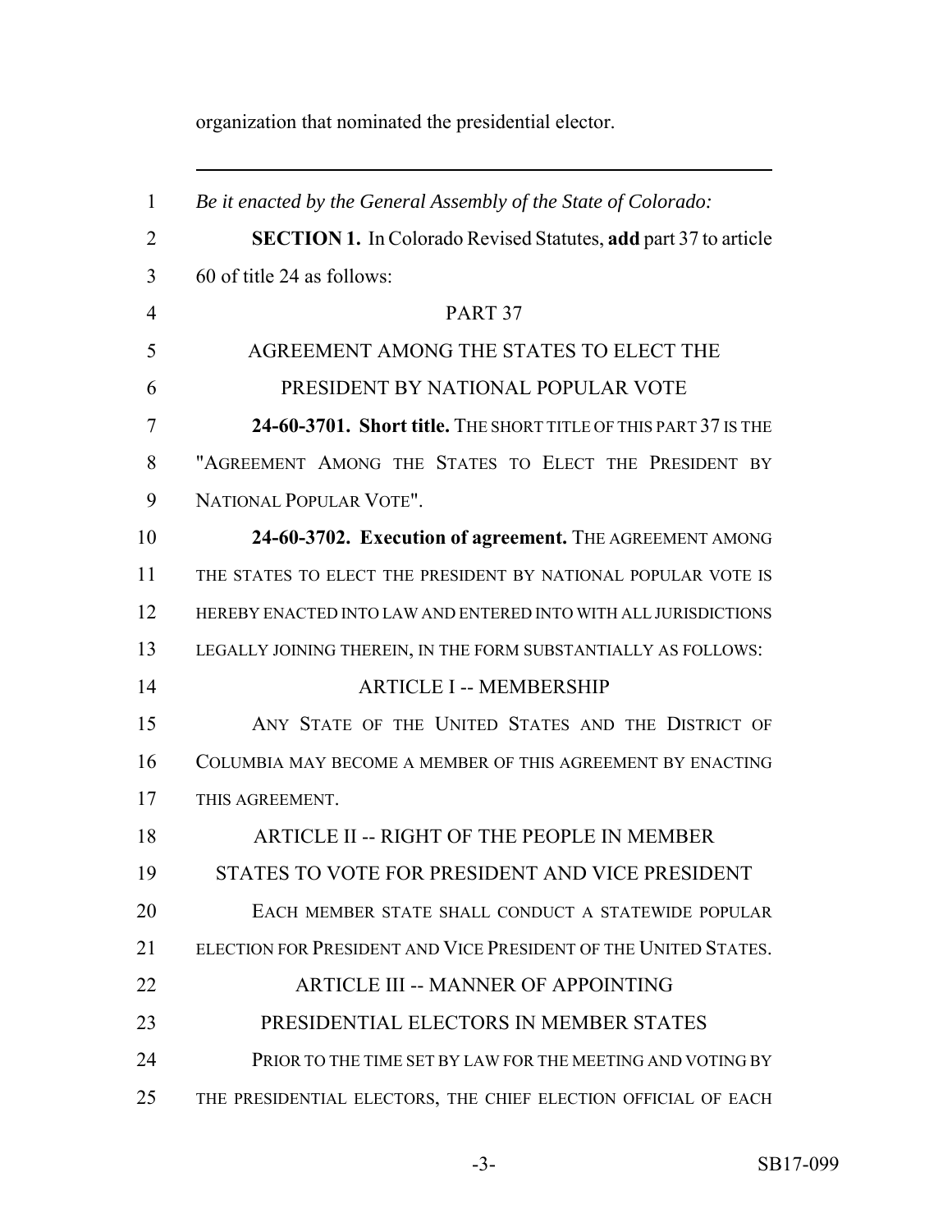organization that nominated the presidential elector.

---

*Be it enacted by the General Assembly of the State of Colorado:*

**SECTION 1.** In Colorado Revised Statutes, **add** part 37 to article 60 of title 24 as follows:

PART 37

AGREEMENT AMONG THE STATES TO ELECT THE PRESIDENT BY NATIONAL POPULAR VOTE

**24-60-3701. Short title.** THE SHORT TITLE OF THIS PART 37 IS THE "AGREEMENT AMONG THE STATES TO ELECT THE PRESIDENT BY NATIONAL POPULAR VOTE".

**24-60-3702. Execution of agreement.** THE AGREEMENT AMONG THE STATES TO ELECT THE PRESIDENT BY NATIONAL POPULAR VOTE IS HEREBY ENACTED INTO LAW AND ENTERED INTO WITH ALL JURISDICTIONS LEGALLY JOINING THEREIN, IN THE FORM SUBSTANTIALLY AS FOLLOWS:

ARTICLE I -- MEMBERSHIP

ANY STATE OF THE UNITED STATES AND THE DISTRICT OF COLUMBIA MAY BECOME A MEMBER OF THIS AGREEMENT BY ENACTING THIS AGREEMENT.

ARTICLE II -- RIGHT OF THE PEOPLE IN MEMBER STATES TO VOTE FOR PRESIDENT AND VICE PRESIDENT

EACH MEMBER STATE SHALL CONDUCT A STATEWIDE POPULAR ELECTION FOR PRESIDENT AND VICE PRESIDENT OF THE UNITED STATES.

ARTICLE III -- MANNER OF APPOINTING PRESIDENTIAL ELECTORS IN MEMBER STATES

PRIOR TO THE TIME SET BY LAW FOR THE MEETING AND VOTING BY THE PRESIDENTIAL ELECTORS, THE CHIEF ELECTION OFFICIAL OF EACH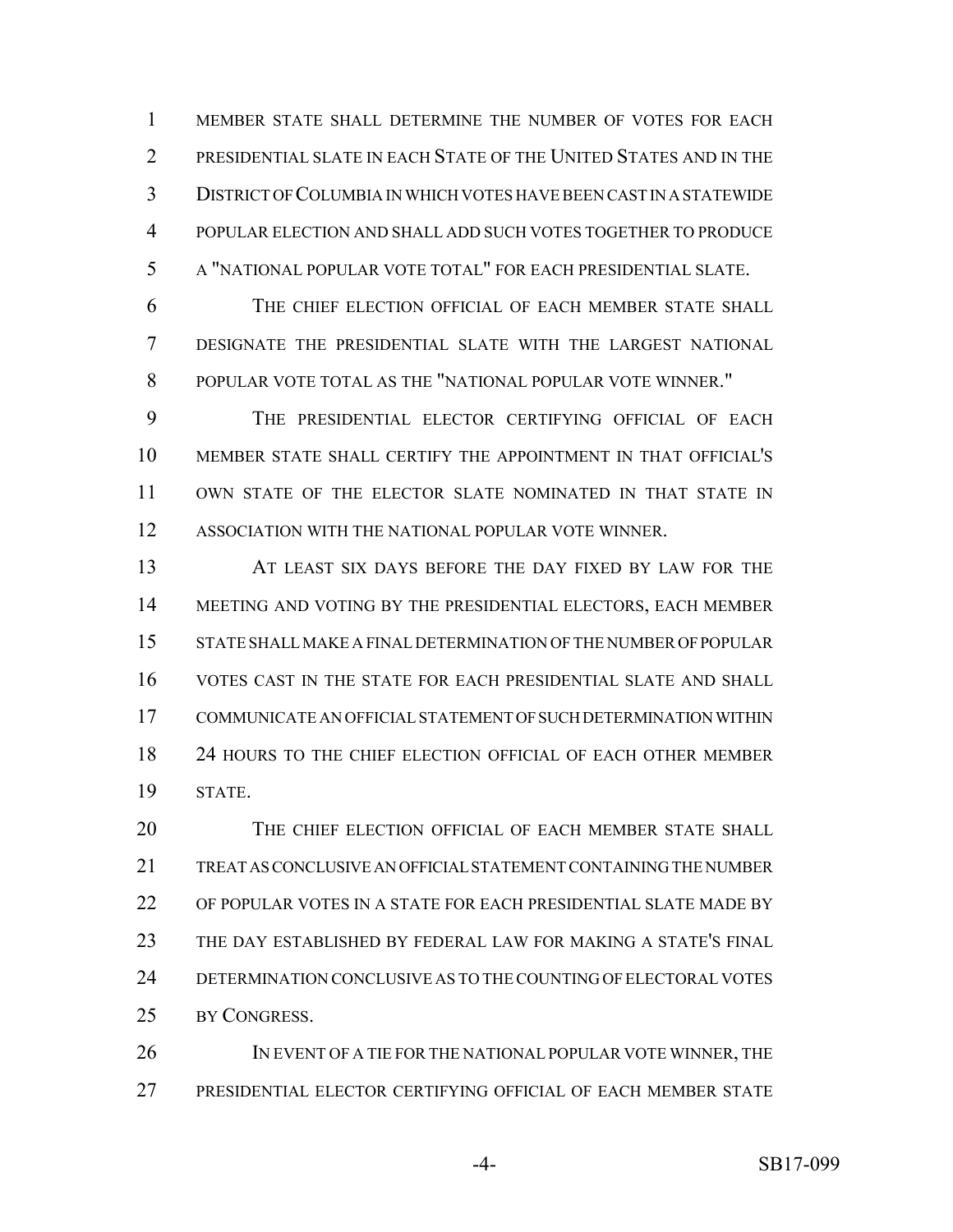MEMBER STATE SHALL DETERMINE THE NUMBER OF VOTES FOR EACH PRESIDENTIAL SLATE IN EACH STATE OF THE UNITED STATES AND IN THE DISTRICT OF COLUMBIA IN WHICH VOTES HAVE BEEN CAST IN A STATEWIDE POPULAR ELECTION AND SHALL ADD SUCH VOTES TOGETHER TO PRODUCE A "NATIONAL POPULAR VOTE TOTAL" FOR EACH PRESIDENTIAL SLATE.

THE CHIEF ELECTION OFFICIAL OF EACH MEMBER STATE SHALL DESIGNATE THE PRESIDENTIAL SLATE WITH THE LARGEST NATIONAL POPULAR VOTE TOTAL AS THE "NATIONAL POPULAR VOTE WINNER."

THE PRESIDENTIAL ELECTOR CERTIFYING OFFICIAL OF EACH MEMBER STATE SHALL CERTIFY THE APPOINTMENT IN THAT OFFICIAL'S OWN STATE OF THE ELECTOR SLATE NOMINATED IN THAT STATE IN ASSOCIATION WITH THE NATIONAL POPULAR VOTE WINNER.

AT LEAST SIX DAYS BEFORE THE DAY FIXED BY LAW FOR THE MEETING AND VOTING BY THE PRESIDENTIAL ELECTORS, EACH MEMBER STATE SHALL MAKE A FINAL DETERMINATION OF THE NUMBER OF POPULAR VOTES CAST IN THE STATE FOR EACH PRESIDENTIAL SLATE AND SHALL COMMUNICATE AN OFFICIAL STATEMENT OF SUCH DETERMINATION WITHIN 24 HOURS TO THE CHIEF ELECTION OFFICIAL OF EACH OTHER MEMBER STATE.

THE CHIEF ELECTION OFFICIAL OF EACH MEMBER STATE SHALL TREAT AS CONCLUSIVE AN OFFICIAL STATEMENT CONTAINING THE NUMBER OF POPULAR VOTES IN A STATE FOR EACH PRESIDENTIAL SLATE MADE BY THE DAY ESTABLISHED BY FEDERAL LAW FOR MAKING A STATE'S FINAL DETERMINATION CONCLUSIVE AS TO THE COUNTING OF ELECTORAL VOTES BY CONGRESS.

IN EVENT OF A TIE FOR THE NATIONAL POPULAR VOTE WINNER, THE PRESIDENTIAL ELECTOR CERTIFYING OFFICIAL OF EACH MEMBER STATE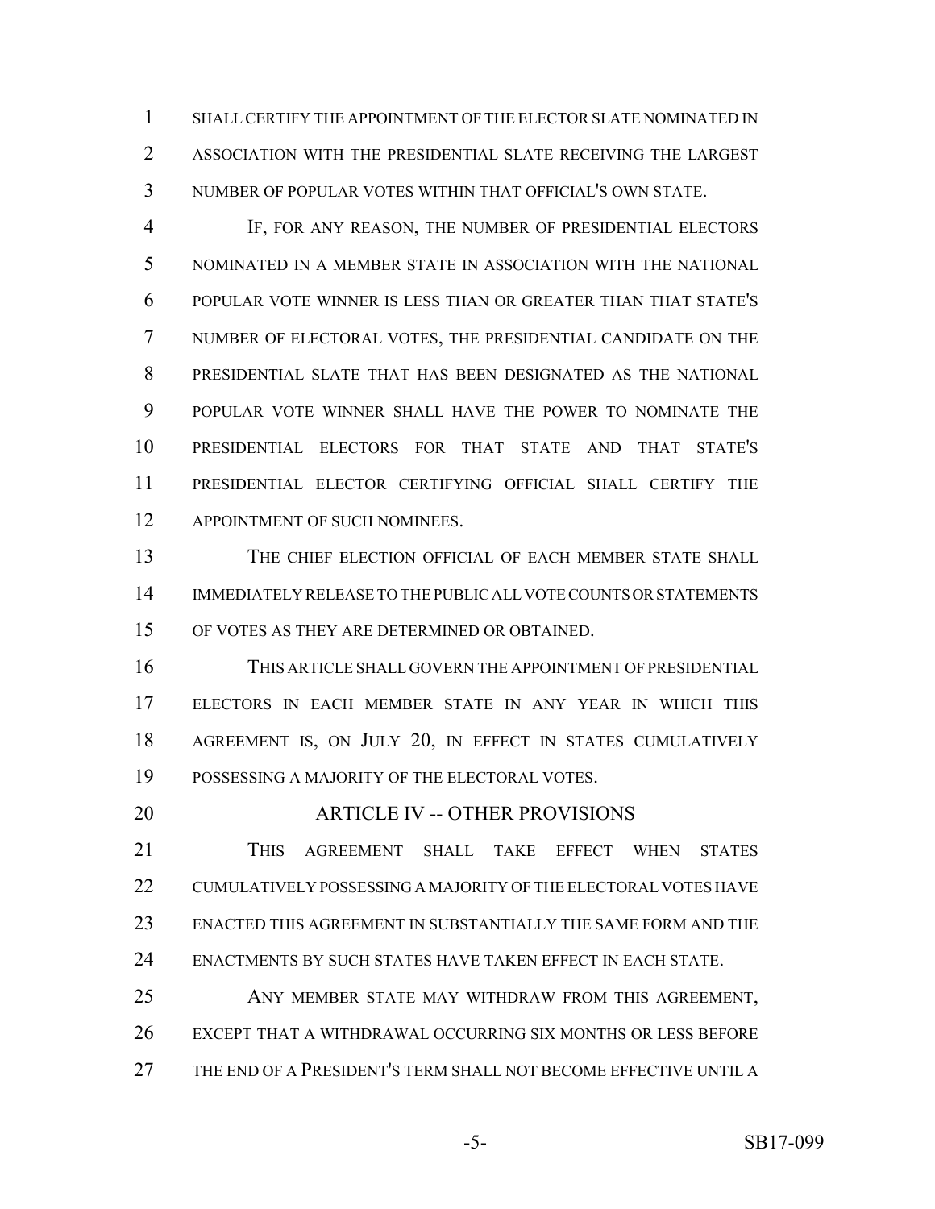SHALL CERTIFY THE APPOINTMENT OF THE ELECTOR SLATE NOMINATED IN ASSOCIATION WITH THE PRESIDENTIAL SLATE RECEIVING THE LARGEST NUMBER OF POPULAR VOTES WITHIN THAT OFFICIAL'S OWN STATE.

IF, FOR ANY REASON, THE NUMBER OF PRESIDENTIAL ELECTORS NOMINATED IN A MEMBER STATE IN ASSOCIATION WITH THE NATIONAL POPULAR VOTE WINNER IS LESS THAN OR GREATER THAN THAT STATE'S NUMBER OF ELECTORAL VOTES, THE PRESIDENTIAL CANDIDATE ON THE PRESIDENTIAL SLATE THAT HAS BEEN DESIGNATED AS THE NATIONAL POPULAR VOTE WINNER SHALL HAVE THE POWER TO NOMINATE THE PRESIDENTIAL ELECTORS FOR THAT STATE AND THAT STATE'S PRESIDENTIAL ELECTOR CERTIFYING OFFICIAL SHALL CERTIFY THE APPOINTMENT OF SUCH NOMINEES.

THE CHIEF ELECTION OFFICIAL OF EACH MEMBER STATE SHALL IMMEDIATELY RELEASE TO THE PUBLIC ALL VOTE COUNTS OR STATEMENTS OF VOTES AS THEY ARE DETERMINED OR OBTAINED.

THIS ARTICLE SHALL GOVERN THE APPOINTMENT OF PRESIDENTIAL ELECTORS IN EACH MEMBER STATE IN ANY YEAR IN WHICH THIS AGREEMENT IS, ON JULY 20, IN EFFECT IN STATES CUMULATIVELY POSSESSING A MAJORITY OF THE ELECTORAL VOTES.

## ARTICLE IV -- OTHER PROVISIONS

THIS AGREEMENT SHALL TAKE EFFECT WHEN STATES CUMULATIVELY POSSESSING A MAJORITY OF THE ELECTORAL VOTES HAVE ENACTED THIS AGREEMENT IN SUBSTANTIALLY THE SAME FORM AND THE ENACTMENTS BY SUCH STATES HAVE TAKEN EFFECT IN EACH STATE.

ANY MEMBER STATE MAY WITHDRAW FROM THIS AGREEMENT, EXCEPT THAT A WITHDRAWAL OCCURRING SIX MONTHS OR LESS BEFORE THE END OF A PRESIDENT'S TERM SHALL NOT BECOME EFFECTIVE UNTIL A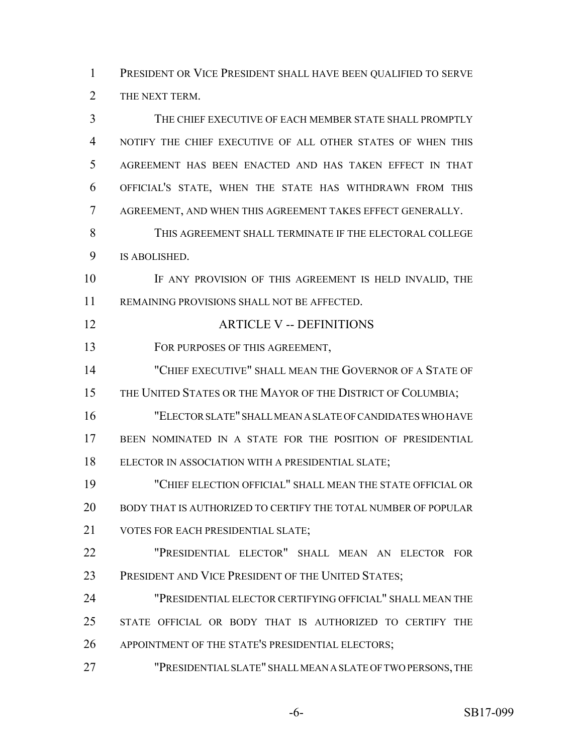PRESIDENT OR VICE PRESIDENT SHALL HAVE BEEN QUALIFIED TO SERVE THE NEXT TERM.

THE CHIEF EXECUTIVE OF EACH MEMBER STATE SHALL PROMPTLY NOTIFY THE CHIEF EXECUTIVE OF ALL OTHER STATES OF WHEN THIS AGREEMENT HAS BEEN ENACTED AND HAS TAKEN EFFECT IN THAT OFFICIAL'S STATE, WHEN THE STATE HAS WITHDRAWN FROM THIS AGREEMENT, AND WHEN THIS AGREEMENT TAKES EFFECT GENERALLY.

THIS AGREEMENT SHALL TERMINATE IF THE ELECTORAL COLLEGE IS ABOLISHED.

IF ANY PROVISION OF THIS AGREEMENT IS HELD INVALID, THE REMAINING PROVISIONS SHALL NOT BE AFFECTED.

## ARTICLE V -- DEFINITIONS

FOR PURPOSES OF THIS AGREEMENT,

"CHIEF EXECUTIVE" SHALL MEAN THE GOVERNOR OF A STATE OF THE UNITED STATES OR THE MAYOR OF THE DISTRICT OF COLUMBIA;

"ELECTOR SLATE" SHALL MEAN A SLATE OF CANDIDATES WHO HAVE BEEN NOMINATED IN A STATE FOR THE POSITION OF PRESIDENTIAL ELECTOR IN ASSOCIATION WITH A PRESIDENTIAL SLATE;

"CHIEF ELECTION OFFICIAL" SHALL MEAN THE STATE OFFICIAL OR BODY THAT IS AUTHORIZED TO CERTIFY THE TOTAL NUMBER OF POPULAR VOTES FOR EACH PRESIDENTIAL SLATE;

"PRESIDENTIAL ELECTOR" SHALL MEAN AN ELECTOR FOR PRESIDENT AND VICE PRESIDENT OF THE UNITED STATES;

"PRESIDENTIAL ELECTOR CERTIFYING OFFICIAL" SHALL MEAN THE STATE OFFICIAL OR BODY THAT IS AUTHORIZED TO CERTIFY THE APPOINTMENT OF THE STATE'S PRESIDENTIAL ELECTORS;

"PRESIDENTIAL SLATE" SHALL MEAN A SLATE OF TWO PERSONS, THE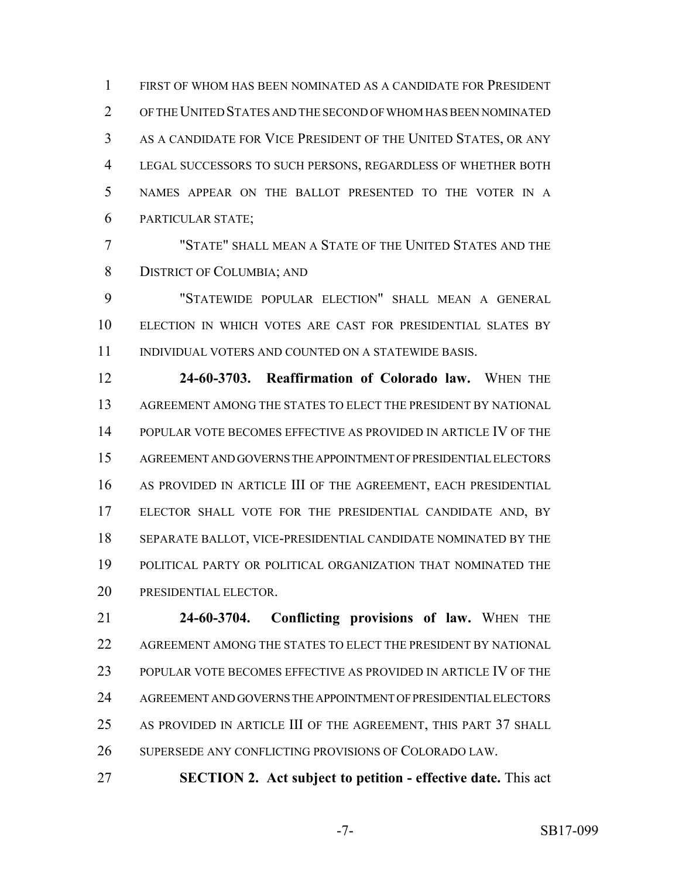FIRST OF WHOM HAS BEEN NOMINATED AS A CANDIDATE FOR PRESIDENT OF THE UNITED STATES AND THE SECOND OF WHOM HAS BEEN NOMINATED AS A CANDIDATE FOR VICE PRESIDENT OF THE UNITED STATES, OR ANY LEGAL SUCCESSORS TO SUCH PERSONS, REGARDLESS OF WHETHER BOTH NAMES APPEAR ON THE BALLOT PRESENTED TO THE VOTER IN A PARTICULAR STATE;

"STATE" SHALL MEAN A STATE OF THE UNITED STATES AND THE DISTRICT OF COLUMBIA; AND

"STATEWIDE POPULAR ELECTION" SHALL MEAN A GENERAL ELECTION IN WHICH VOTES ARE CAST FOR PRESIDENTIAL SLATES BY INDIVIDUAL VOTERS AND COUNTED ON A STATEWIDE BASIS.

**24-60-3703. Reaffirmation of Colorado law.** WHEN THE AGREEMENT AMONG THE STATES TO ELECT THE PRESIDENT BY NATIONAL POPULAR VOTE BECOMES EFFECTIVE AS PROVIDED IN ARTICLE IV OF THE AGREEMENT AND GOVERNS THE APPOINTMENT OF PRESIDENTIAL ELECTORS AS PROVIDED IN ARTICLE III OF THE AGREEMENT, EACH PRESIDENTIAL ELECTOR SHALL VOTE FOR THE PRESIDENTIAL CANDIDATE AND, BY SEPARATE BALLOT, VICE-PRESIDENTIAL CANDIDATE NOMINATED BY THE POLITICAL PARTY OR POLITICAL ORGANIZATION THAT NOMINATED THE PRESIDENTIAL ELECTOR.

**24-60-3704. Conflicting provisions of law.** WHEN THE AGREEMENT AMONG THE STATES TO ELECT THE PRESIDENT BY NATIONAL POPULAR VOTE BECOMES EFFECTIVE AS PROVIDED IN ARTICLE IV OF THE AGREEMENT AND GOVERNS THE APPOINTMENT OF PRESIDENTIAL ELECTORS AS PROVIDED IN ARTICLE III OF THE AGREEMENT, THIS PART 37 SHALL SUPERSEDE ANY CONFLICTING PROVISIONS OF COLORADO LAW.

**SECTION 2. Act subject to petition - effective date.** This act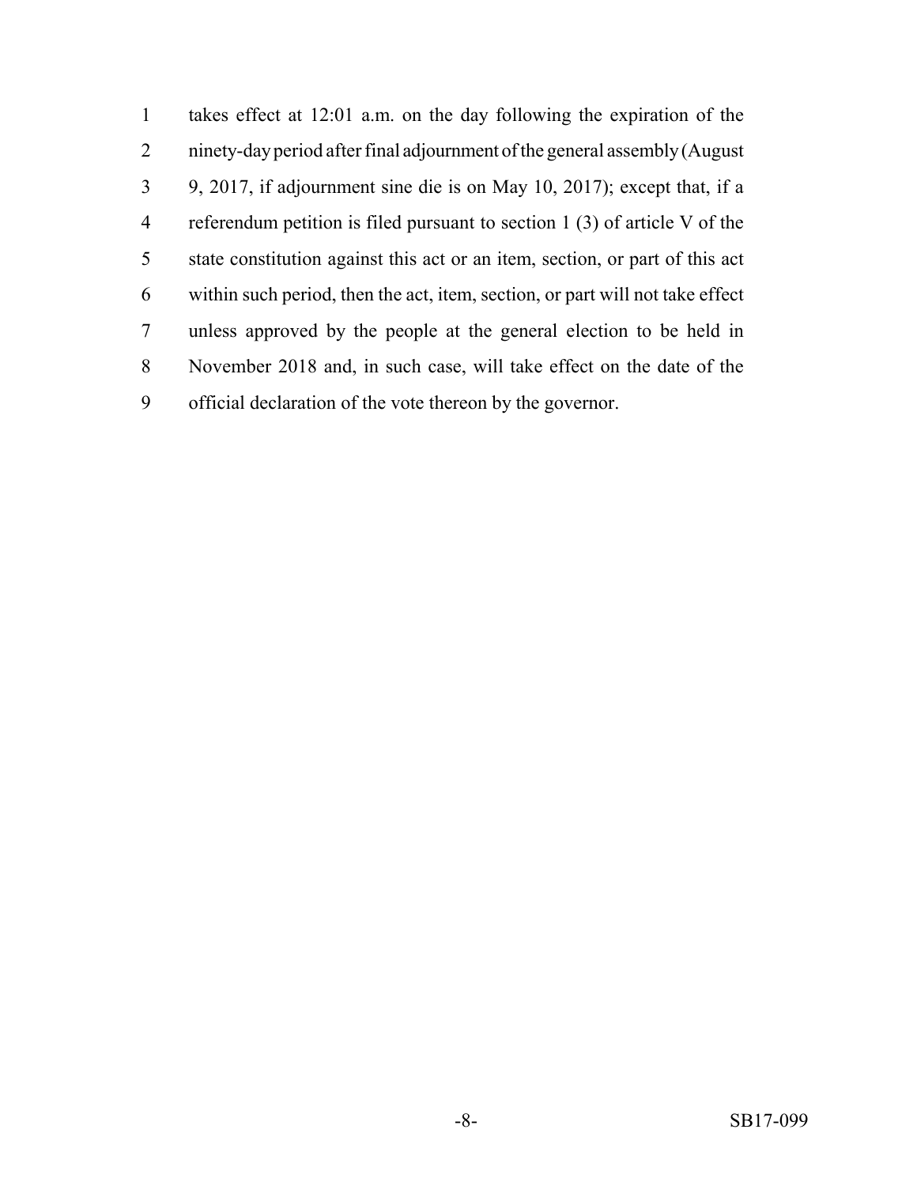takes effect at 12:01 a.m. on the day following the expiration of the ninety-day period after final adjournment of the general assembly (August 9, 2017, if adjournment sine die is on May 10, 2017); except that, if a referendum petition is filed pursuant to section 1 (3) of article V of the state constitution against this act or an item, section, or part of this act within such period, then the act, item, section, or part will not take effect unless approved by the people at the general election to be held in November 2018 and, in such case, will take effect on the date of the official declaration of the vote thereon by the governor.